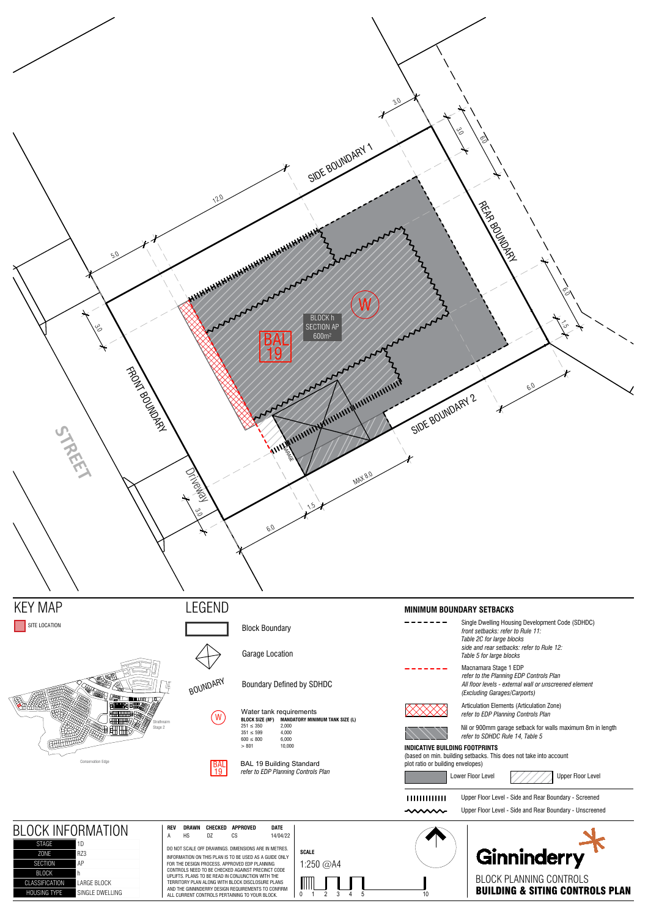STREET

FRONT BOUNDARY

SIDE BOUNDARY 1

SIDE BOUNDARY 2

REAR BOUNDARY

Driveway

GARAGE

BLOCK h
SECTION AP
600m²

BAL 19

W

5.0 | 12.0 | 3.0 | 3.0 | 6.0 | 6.0 | 1.5 | 6.0 | MAX 8.0 | 1.5 | 6.0 | 3.0 | 3.0

# KEY MAP

SITE LOCATION

Strathnairn Stage 2

Conservation Edge

# LEGEND

- Block Boundary
- Garage Location
- BOUNDARY — Boundary Defined by SDHDC
- (W) Water tank requirements

| BLOCK SIZE (M²) | MANDATORY MINIMUM TANK SIZE (L) |
|---|---|
| 251 ≤ 350 | 2,000 |
| 351 ≤ 599 | 4,000 |
| 600 ≤ 800 | 6,000 |
| > 801 | 10,000 |

- BAL 19 — BAL 19 Building Standard
  *refer to EDP Planning Controls Plan*

# MINIMUM BOUNDARY SETBACKS

- Single Dwelling Housing Development Code (SDHDC)
  *front setbacks: refer to Rule 11:*
  *Table 2C for large blocks*
  *side and rear setbacks: refer to Rule 12:*
  *Table 5 for large blocks*
- Macnamara Stage 1 EDP
  *refer to the Planning EDP Controls Plan*
  *All floor levels - external wall or unscreened element*
  *(Excluding Garages/Carports)*
- Articulation Elements (Articulation Zone)
  *refer to EDP Planning Controls Plan*
- Nil or 900mm garage setback for walls maximum 8m in length
  *refer to SDHDC Rule 14, Table 5*

**INDICATIVE BUILDING FOOTPRINTS**
(based on min. building setbacks. This does not take into account plot ratio or building envelopes)

- Lower Floor Level
- Upper Floor Level
- Upper Floor Level - Side and Rear Boundary - Screened
- Upper Floor Level - Side and Rear Boundary - Unscreened

# BLOCK INFORMATION

| | |
|---|---|
| STAGE | 1D |
| ZONE | RZ3 |
| SECTION | AP |
| BLOCK | h |
| CLASSIFICATION | LARGE BLOCK |
| HOUSING TYPE | SINGLE DWELLING |

| REV | DRAWN | CHECKED | APPROVED | DATE |
|---|---|---|---|---|
| A | HS | DZ | CS | 14/04/22 |

DO NOT SCALE OFF DRAWINGS. DIMENSIONS ARE IN METRES.

INFORMATION ON THIS PLAN IS TO BE USED AS A GUIDE ONLY FOR THE DESIGN PROCESS. APPROVED EDP PLANNING CONTROLS NEED TO BE CHECKED AGAINST PRECINCT CODE UPLIFTS. PLANS TO BE READ IN CONJUNCTION WITH THE TERRITORY PLAN ALONG WITH BLOCK DISCLOSURE PLANS AND THE GINNINDERRY DESIGN REQUIREMENTS TO CONFIRM ALL CURRENT CONTROLS PERTAINING TO YOUR BLOCK.

**SCALE**
1:250 @A4

0 1 2 3 4 5 10

Ginninderry

BLOCK PLANNING CONTROLS
**BUILDING & SITING CONTROLS PLAN**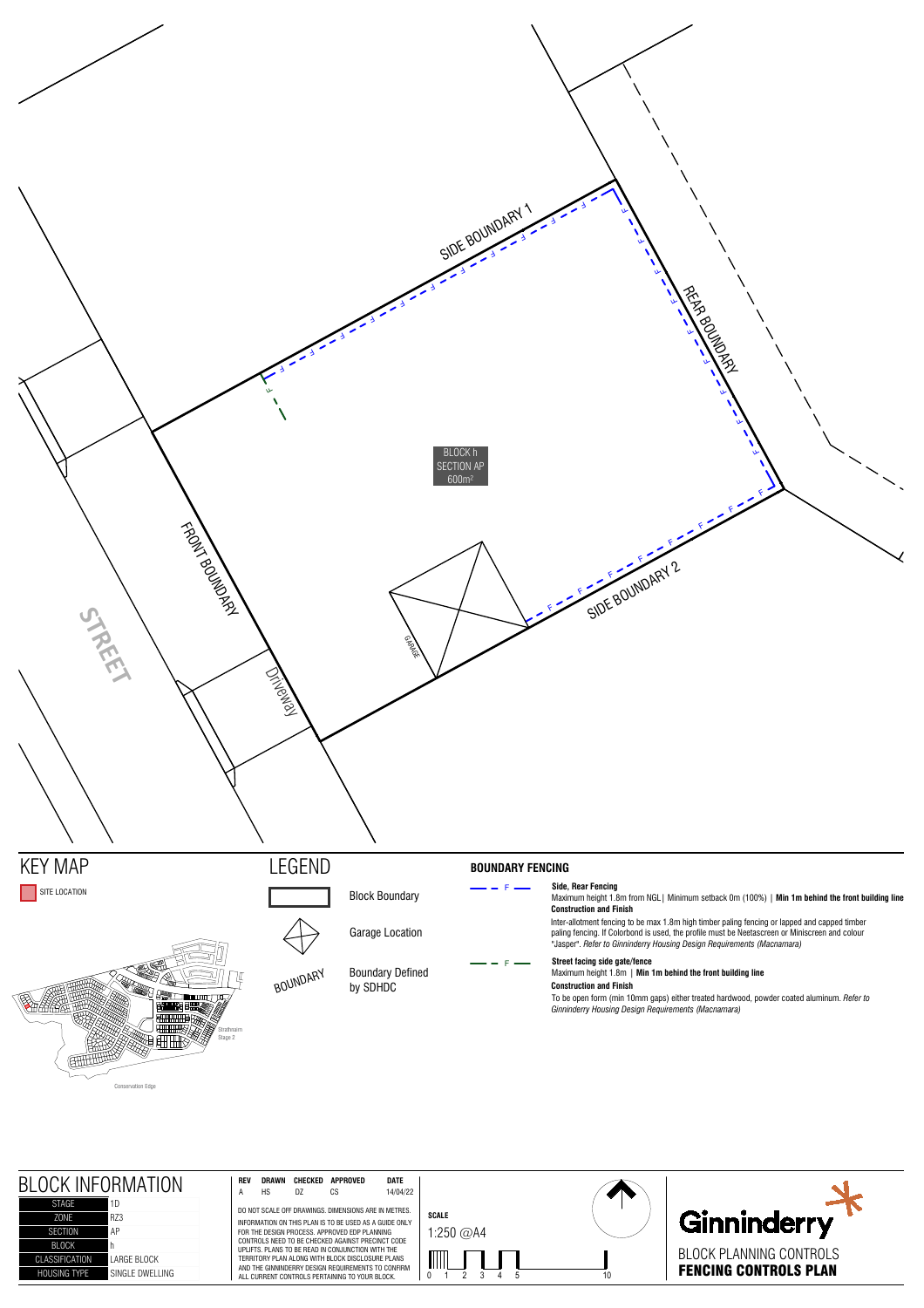SIDE BOUNDARY 1

REAR BOUNDARY

BLOCK h
SECTION AP
600m²

FRONT BOUNDARY

STREET

GARAGE

SIDE BOUNDARY 2

Driveway

## KEY MAP

SITE LOCATION

Strathnairn Stage 2

Conservation Edge

## LEGEND

Block Boundary

Garage Location

BOUNDARY — Boundary Defined by SDHDC

## BOUNDARY FENCING

**Side, Rear Fencing**
Maximum height 1.8m from NGL | Minimum setback 0m (100%) | **Min 1m behind the front building line**
**Construction and Finish**
Inter-allotment fencing to be max 1.8m high timber paling fencing or lapped and capped timber paling fencing. If Colorbond is used, the profile must be Neetascreen or Miniscreen and colour "Jasper". *Refer to Ginninderry Housing Design Requirements (Macnamara)*

**Street facing side gate/fence**
Maximum height 1.8m | **Min 1m behind the front building line**
**Construction and Finish**
To be open form (min 10mm gaps) either treated hardwood, powder coated aluminum. *Refer to Ginninderry Housing Design Requirements (Macnamara)*

## BLOCK INFORMATION

| | |
|---|---|
| STAGE | 1D |
| ZONE | RZ3 |
| SECTION | AP |
| BLOCK | h |
| CLASSIFICATION | LARGE BLOCK |
| HOUSING TYPE | SINGLE DWELLING |

| REV | DRAWN | CHECKED | APPROVED | DATE |
|---|---|---|---|---|
| A | HS | DZ | CS | 14/04/22 |

DO NOT SCALE OFF DRAWINGS. DIMENSIONS ARE IN METRES.

INFORMATION ON THIS PLAN IS TO BE USED AS A GUIDE ONLY FOR THE DESIGN PROCESS. APPROVED EDP PLANNING CONTROLS NEED TO BE CHECKED AGAINST PRECINCT CODE UPLIFTS. PLANS TO BE READ IN CONJUNCTION WITH THE TERRITORY PLAN ALONG WITH BLOCK DISCLOSURE PLANS AND THE GINNINDERRY DESIGN REQUIREMENTS TO CONFIRM ALL CURRENT CONTROLS PERTAINING TO YOUR BLOCK.

**SCALE**
1:250 @A4

0 1 2 3 4 5 10

Ginninderry

BLOCK PLANNING CONTROLS
**FENCING CONTROLS PLAN**